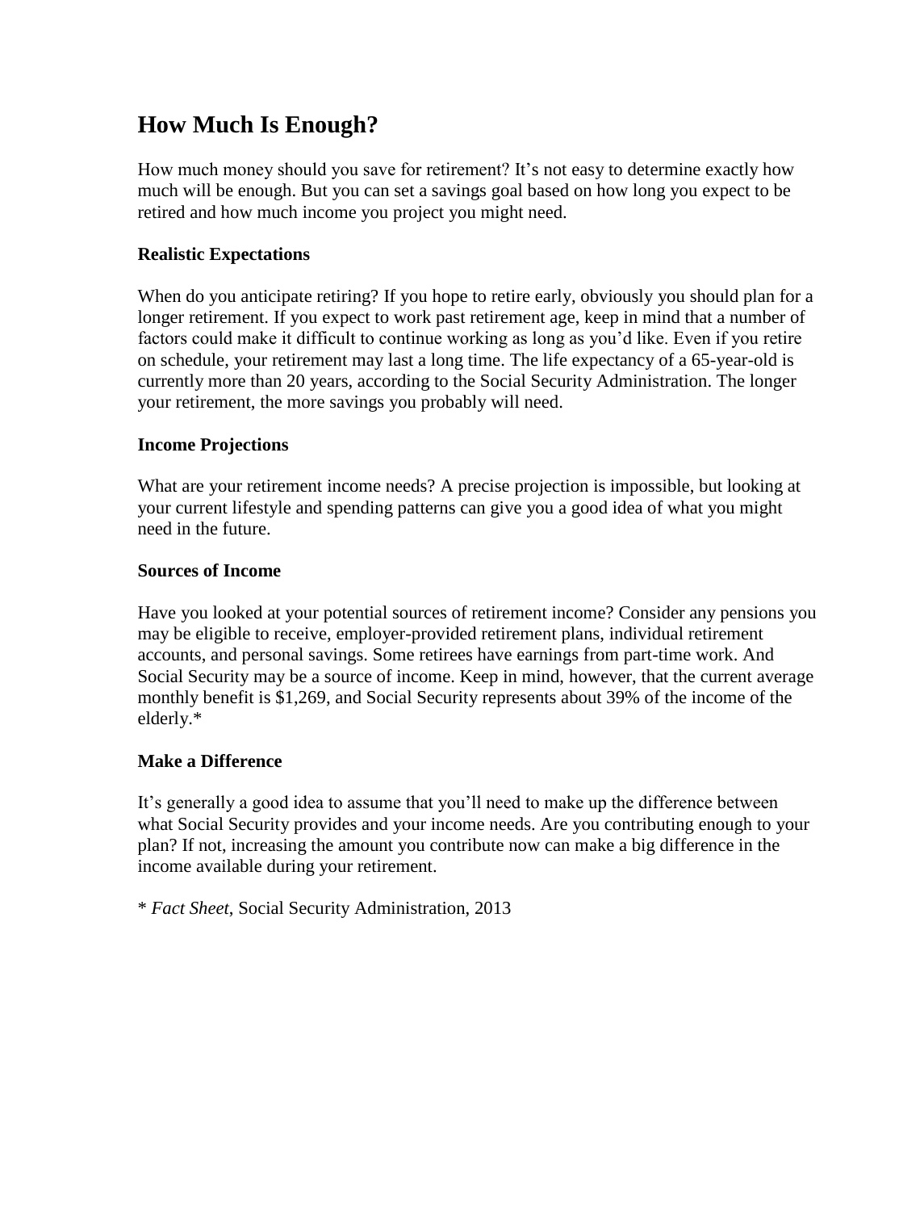# How Much Is Enough?

How much money should you save for retirement? It's not easy to determine exactly how much will be enough. But you can set a savings goal based on how long you expect to be retired and how much income you project you might need.

### Realistic Expectations

When do you anticipate retiring? If you hope to retire early, obviously you should plan for a longer retirement. If you expect to work past retirement age, keep in mind that a number of factors could make it difficult to continue working as long as you'd like. Even if you retire on schedule, your retirement may last a long time. The life expectancy of a 65-year-old is currently more than 20 years, according to the Social Security Administration. The longer your retirement, the more savings you probably will need.

### Income Projections

What are your retirement income needs? A precise projection is impossible, but looking at your current lifestyle and spending patterns can give you a good idea of what you might need in the future.

### Sources of Income

Have you looked at your potential sources of retirement income? Consider any pensions you may be eligible to receive, employer-provided retirement plans, individual retirement accounts, and personal savings. Some retirees have earnings from part-time work. And Social Security may be a source of income. Keep in mind, however, that the current average monthly benefit is $1,269, and Social Security represents about 39% of the income of the elderly.*

### Make a Difference

It's generally a good idea to assume that you'll need to make up the difference between what Social Security provides and your income needs. Are you contributing enough to your plan? If not, increasing the amount you contribute now can make a big difference in the income available during your retirement.

\* *Fact Sheet*, Social Security Administration, 2013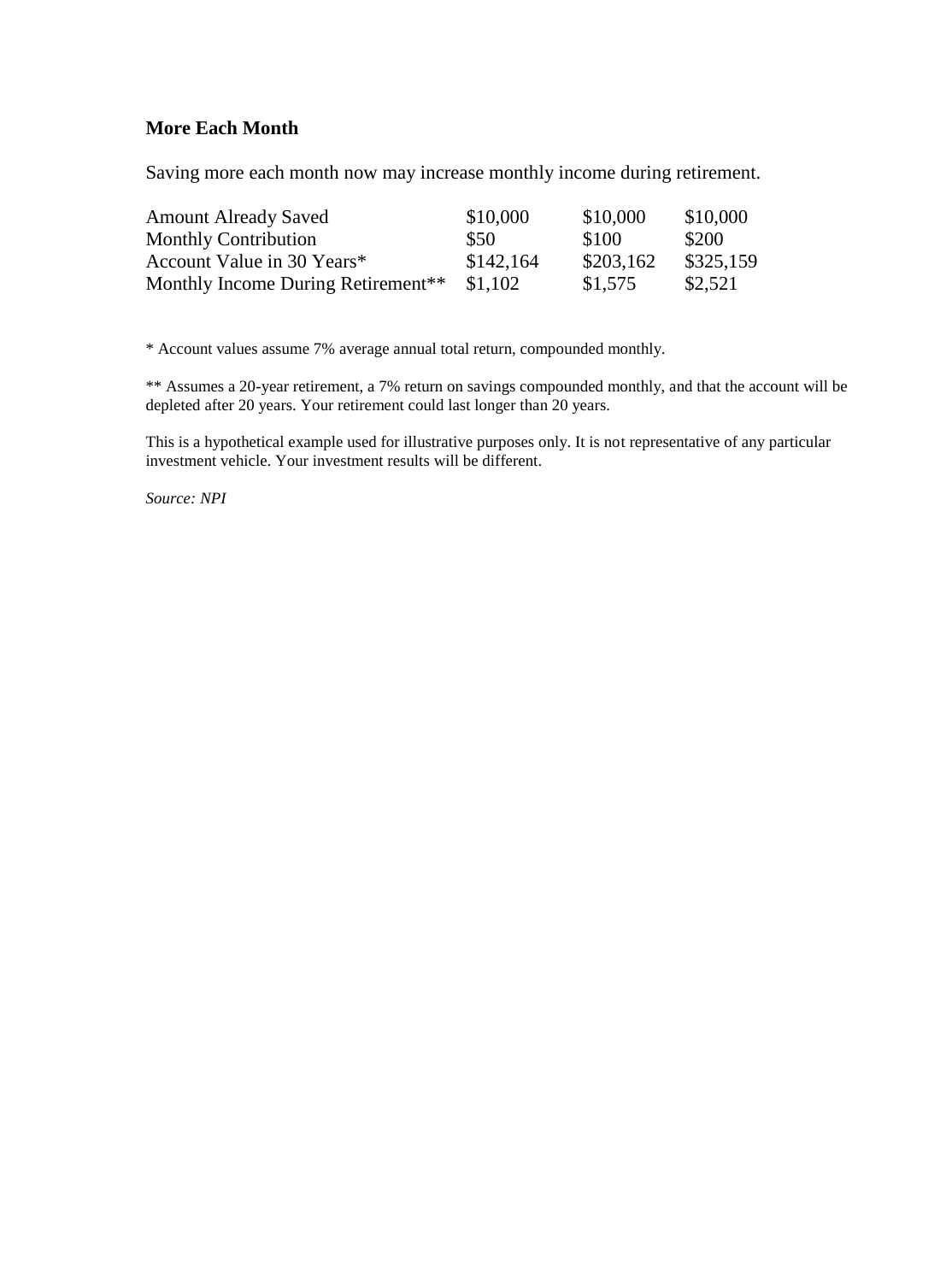**More Each Month**

Saving more each month now may increase monthly income during retirement.

| | | | |
|---|---|---|---|
| Amount Already Saved | $10,000 | $10,000 | $10,000 |
| Monthly Contribution | $50 | $100 | $200 |
| Account Value in 30 Years* | $142,164 | $203,162 | $325,159 |
| Monthly Income During Retirement** | $1,102 | $1,575 | $2,521 |

* Account values assume 7% average annual total return, compounded monthly.

** Assumes a 20-year retirement, a 7% return on savings compounded monthly, and that the account will be depleted after 20 years. Your retirement could last longer than 20 years.

This is a hypothetical example used for illustrative purposes only. It is not representative of any particular investment vehicle. Your investment results will be different.

*Source: NPI*